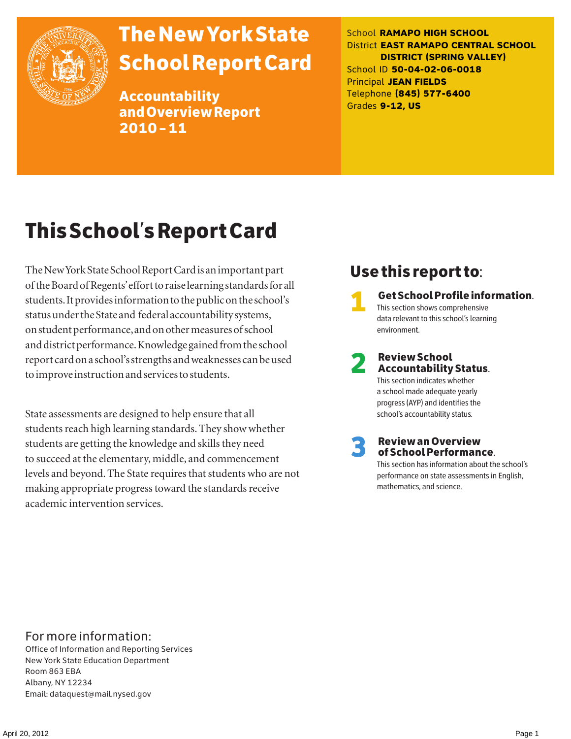# The New York State School Report Card

## Accountability and Overview Report 2010 – 11

School **RAMAPO HIGH SCHOOL**
District **EAST RAMAPO CENTRAL SCHOOL DISTRICT (SPRING VALLEY)**
School ID **50-04-02-06-0018**
Principal **JEAN FIELDS**
Telephone **(845) 577-6400**
Grades **9-12, US**

# This School's Report Card

The New York State School Report Card is an important part of the Board of Regents' effort to raise learning standards for all students. It provides information to the public on the school's status under the State and federal accountability systems, on student performance, and on other measures of school and district performance. Knowledge gained from the school report card on a school's strengths and weaknesses can be used to improve instruction and services to students.

State assessments are designed to help ensure that all students reach high learning standards. They show whether students are getting the knowledge and skills they need to succeed at the elementary, middle, and commencement levels and beyond. The State requires that students who are not making appropriate progress toward the standards receive academic intervention services.

## Use this report to:

**1 Get School Profile information.**
This section shows comprehensive data relevant to this school's learning environment.

**2 Review School Accountability Status.**
This section indicates whether a school made adequate yearly progress (AYP) and identifies the school's accountability status.

**3 Review an Overview of School Performance.**
This section has information about the school's performance on state assessments in English, mathematics, and science.

For more information:
Office of Information and Reporting Services
New York State Education Department
Room 863 EBA
Albany, NY 12234
Email: dataquest@mail.nysed.gov

April 20, 2012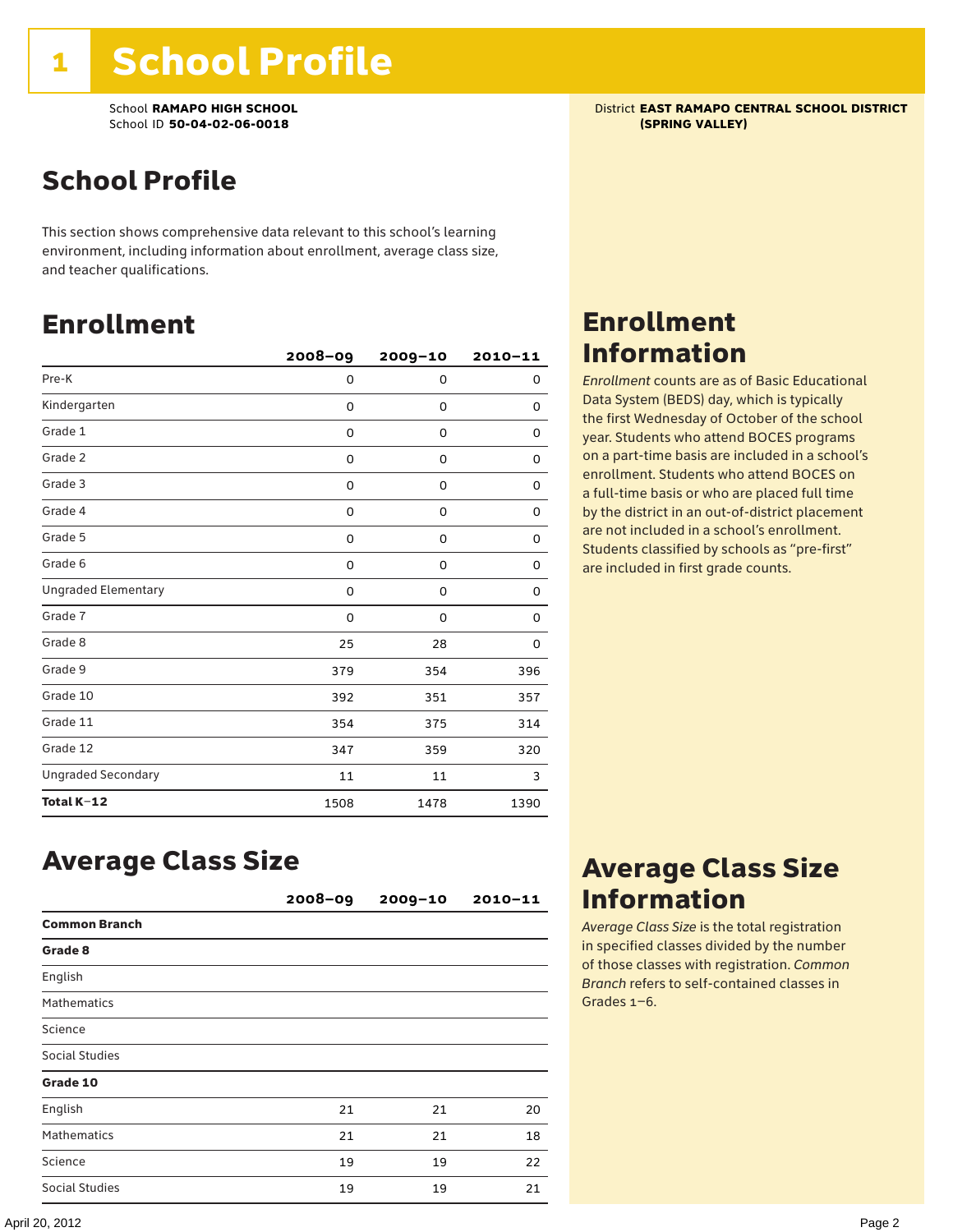# 1 School Profile

School **RAMAPO HIGH SCHOOL**
School ID **50-04-02-06-0018**

District **EAST RAMAPO CENTRAL SCHOOL DISTRICT (SPRING VALLEY)**

## School Profile

This section shows comprehensive data relevant to this school's learning environment, including information about enrollment, average class size, and teacher qualifications.

## Enrollment

| | 2008–09 | 2009–10 | 2010–11 |
|---|---|---|---|
| Pre-K | 0 | 0 | 0 |
| Kindergarten | 0 | 0 | 0 |
| Grade 1 | 0 | 0 | 0 |
| Grade 2 | 0 | 0 | 0 |
| Grade 3 | 0 | 0 | 0 |
| Grade 4 | 0 | 0 | 0 |
| Grade 5 | 0 | 0 | 0 |
| Grade 6 | 0 | 0 | 0 |
| Ungraded Elementary | 0 | 0 | 0 |
| Grade 7 | 0 | 0 | 0 |
| Grade 8 | 25 | 28 | 0 |
| Grade 9 | 379 | 354 | 396 |
| Grade 10 | 392 | 351 | 357 |
| Grade 11 | 354 | 375 | 314 |
| Grade 12 | 347 | 359 | 320 |
| Ungraded Secondary | 11 | 11 | 3 |
| **Total K–12** | 1508 | 1478 | 1390 |

## Enrollment Information

*Enrollment* counts are as of Basic Educational Data System (BEDS) day, which is typically the first Wednesday of October of the school year. Students who attend BOCES programs on a part-time basis are included in a school's enrollment. Students who attend BOCES on a full-time basis or who are placed full time by the district in an out-of-district placement are not included in a school's enrollment. Students classified by schools as "pre-first" are included in first grade counts.

## Average Class Size

| | 2008–09 | 2009–10 | 2010–11 |
|---|---|---|---|
| **Common Branch** | | | |
| **Grade 8** | | | |
| English | | | |
| Mathematics | | | |
| Science | | | |
| Social Studies | | | |
| **Grade 10** | | | |
| English | 21 | 21 | 20 |
| Mathematics | 21 | 21 | 18 |
| Science | 19 | 19 | 22 |
| Social Studies | 19 | 19 | 21 |

## Average Class Size Information

*Average Class Size* is the total registration in specified classes divided by the number of those classes with registration. *Common Branch* refers to self-contained classes in Grades 1–6.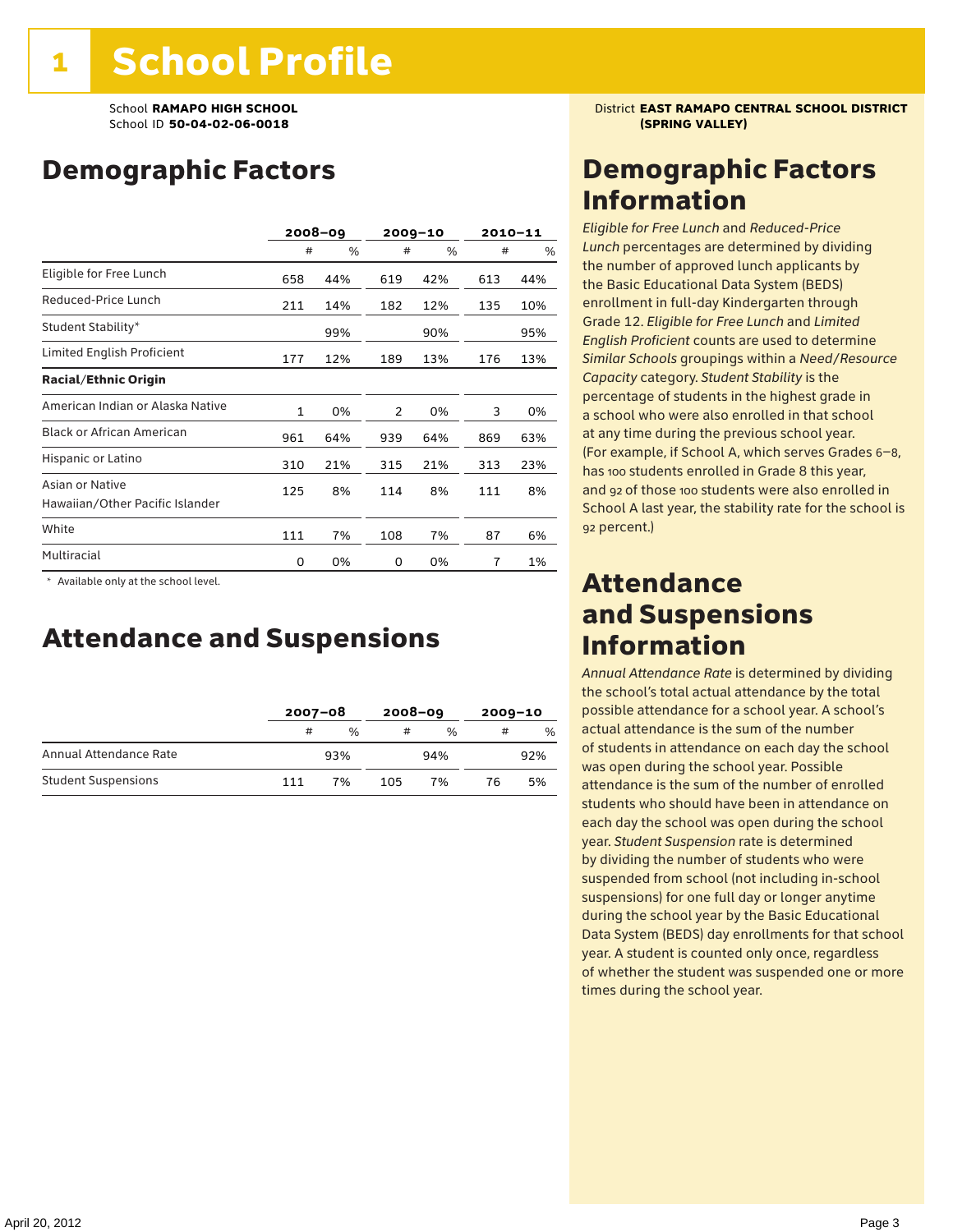# 1 School Profile

School **RAMAPO HIGH SCHOOL**
School ID **50-04-02-06-0018**

District **EAST RAMAPO CENTRAL SCHOOL DISTRICT (SPRING VALLEY)**

## Demographic Factors

| | 2008–09 | | 2009–10 | | 2010–11 | |
|---|---|---|---|---|---|---|
| | # | % | # | % | # | % |
| Eligible for Free Lunch | 658 | 44% | 619 | 42% | 613 | 44% |
| Reduced-Price Lunch | 211 | 14% | 182 | 12% | 135 | 10% |
| Student Stability* | | 99% | | 90% | | 95% |
| Limited English Proficient | 177 | 12% | 189 | 13% | 176 | 13% |
| **Racial/Ethnic Origin** | | | | | | |
| American Indian or Alaska Native | 1 | 0% | 2 | 0% | 3 | 0% |
| Black or African American | 961 | 64% | 939 | 64% | 869 | 63% |
| Hispanic or Latino | 310 | 21% | 315 | 21% | 313 | 23% |
| Asian or Native Hawaiian/Other Pacific Islander | 125 | 8% | 114 | 8% | 111 | 8% |
| White | 111 | 7% | 108 | 7% | 87 | 6% |
| Multiracial | 0 | 0% | 0 | 0% | 7 | 1% |

\* Available only at the school level.

## Attendance and Suspensions

| | 2007–08 | | 2008–09 | | 2009–10 | |
|---|---|---|---|---|---|---|
| | # | % | # | % | # | % |
| Annual Attendance Rate | | 93% | | 94% | | 92% |
| Student Suspensions | 111 | 7% | 105 | 7% | 76 | 5% |

## Demographic Factors Information

*Eligible for Free Lunch* and *Reduced-Price Lunch* percentages are determined by dividing the number of approved lunch applicants by the Basic Educational Data System (BEDS) enrollment in full-day Kindergarten through Grade 12. *Eligible for Free Lunch* and *Limited English Proficient* counts are used to determine *Similar Schools* groupings within a *Need/Resource Capacity* category. *Student Stability* is the percentage of students in the highest grade in a school who were also enrolled in that school at any time during the previous school year. (For example, if School A, which serves Grades 6–8, has 100 students enrolled in Grade 8 this year, and 92 of those 100 students were also enrolled in School A last year, the stability rate for the school is 92 percent.)

## Attendance and Suspensions Information

*Annual Attendance Rate* is determined by dividing the school's total actual attendance by the total possible attendance for a school year. A school's actual attendance is the sum of the number of students in attendance on each day the school was open during the school year. Possible attendance is the sum of the number of enrolled students who should have been in attendance on each day the school was open during the school year. *Student Suspension* rate is determined by dividing the number of students who were suspended from school (not including in-school suspensions) for one full day or longer anytime during the school year by the Basic Educational Data System (BEDS) day enrollments for that school year. A student is counted only once, regardless of whether the student was suspended one or more times during the school year.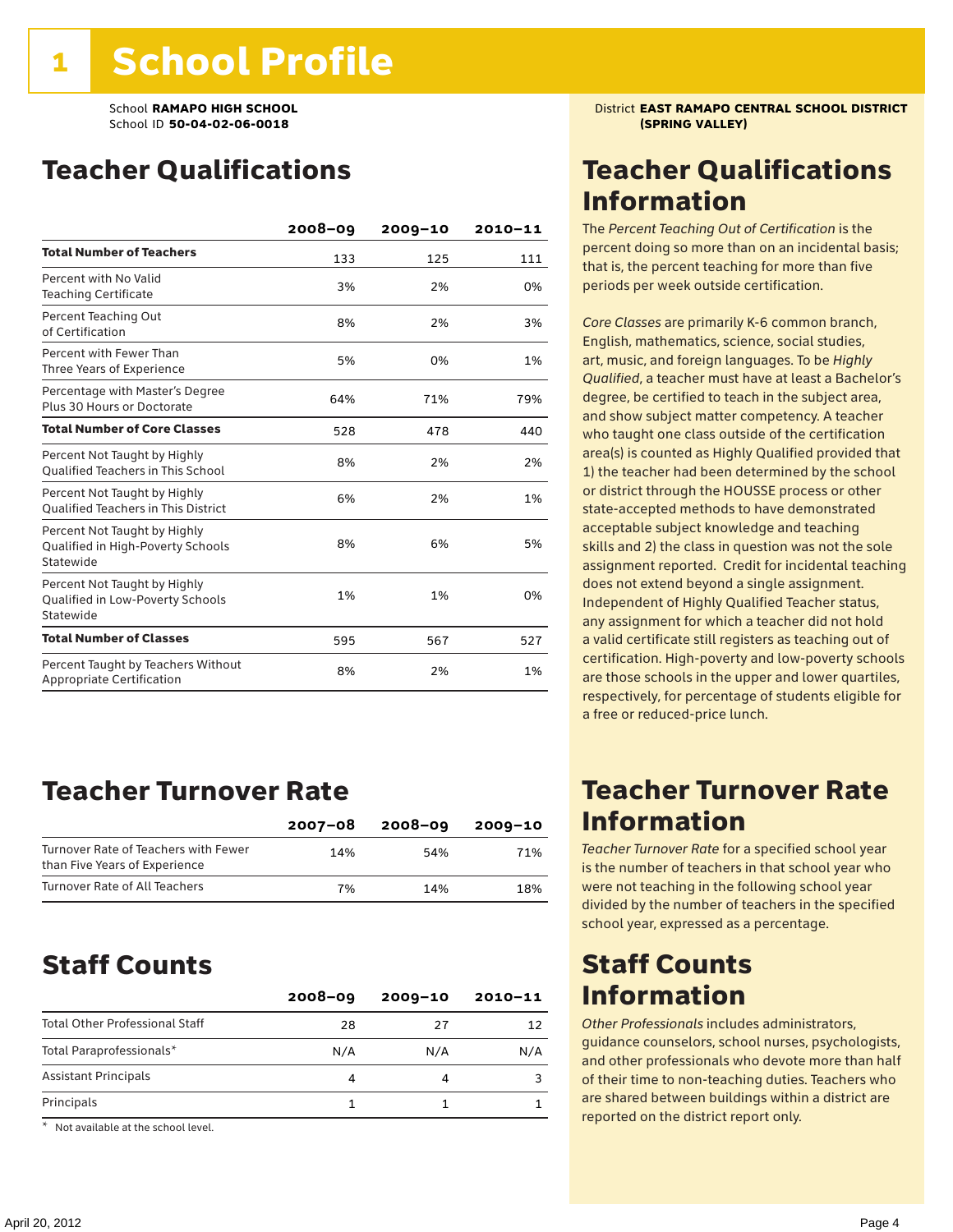# 1 School Profile

School **RAMAPO HIGH SCHOOL**
School ID **50-04-02-06-0018**

District **EAST RAMAPO CENTRAL SCHOOL DISTRICT (SPRING VALLEY)**

## Teacher Qualifications

| | 2008–09 | 2009–10 | 2010–11 |
|---|---|---|---|
| **Total Number of Teachers** | 133 | 125 | 111 |
| Percent with No Valid Teaching Certificate | 3% | 2% | 0% |
| Percent Teaching Out of Certification | 8% | 2% | 3% |
| Percent with Fewer Than Three Years of Experience | 5% | 0% | 1% |
| Percentage with Master's Degree Plus 30 Hours or Doctorate | 64% | 71% | 79% |
| **Total Number of Core Classes** | 528 | 478 | 440 |
| Percent Not Taught by Highly Qualified Teachers in This School | 8% | 2% | 2% |
| Percent Not Taught by Highly Qualified Teachers in This District | 6% | 2% | 1% |
| Percent Not Taught by Highly Qualified in High-Poverty Schools Statewide | 8% | 6% | 5% |
| Percent Not Taught by Highly Qualified in Low-Poverty Schools Statewide | 1% | 1% | 0% |
| **Total Number of Classes** | 595 | 567 | 527 |
| Percent Taught by Teachers Without Appropriate Certification | 8% | 2% | 1% |

## Teacher Qualifications Information

The *Percent Teaching Out of Certification* is the percent doing so more than on an incidental basis; that is, the percent teaching for more than five periods per week outside certification.

*Core Classes* are primarily K-6 common branch, English, mathematics, science, social studies, art, music, and foreign languages. To be *Highly Qualified*, a teacher must have at least a Bachelor's degree, be certified to teach in the subject area, and show subject matter competency. A teacher who taught one class outside of the certification area(s) is counted as Highly Qualified provided that 1) the teacher had been determined by the school or district through the HOUSSE process or other state-accepted methods to have demonstrated acceptable subject knowledge and teaching skills and 2) the class in question was not the sole assignment reported. Credit for incidental teaching does not extend beyond a single assignment. Independent of Highly Qualified Teacher status, any assignment for which a teacher did not hold a valid certificate still registers as teaching out of certification. High-poverty and low-poverty schools are those schools in the upper and lower quartiles, respectively, for percentage of students eligible for a free or reduced-price lunch.

## Teacher Turnover Rate

| | 2007–08 | 2008–09 | 2009–10 |
|---|---|---|---|
| Turnover Rate of Teachers with Fewer than Five Years of Experience | 14% | 54% | 71% |
| Turnover Rate of All Teachers | 7% | 14% | 18% |

## Teacher Turnover Rate Information

*Teacher Turnover Rate* for a specified school year is the number of teachers in that school year who were not teaching in the following school year divided by the number of teachers in the specified school year, expressed as a percentage.

## Staff Counts

| | 2008–09 | 2009–10 | 2010–11 |
|---|---|---|---|
| Total Other Professional Staff | 28 | 27 | 12 |
| Total Paraprofessionals* | N/A | N/A | N/A |
| Assistant Principals | 4 | 4 | 3 |
| Principals | 1 | 1 | 1 |

\* Not available at the school level.

## Staff Counts Information

*Other Professionals* includes administrators, guidance counselors, school nurses, psychologists, and other professionals who devote more than half of their time to non-teaching duties. Teachers who are shared between buildings within a district are reported on the district report only.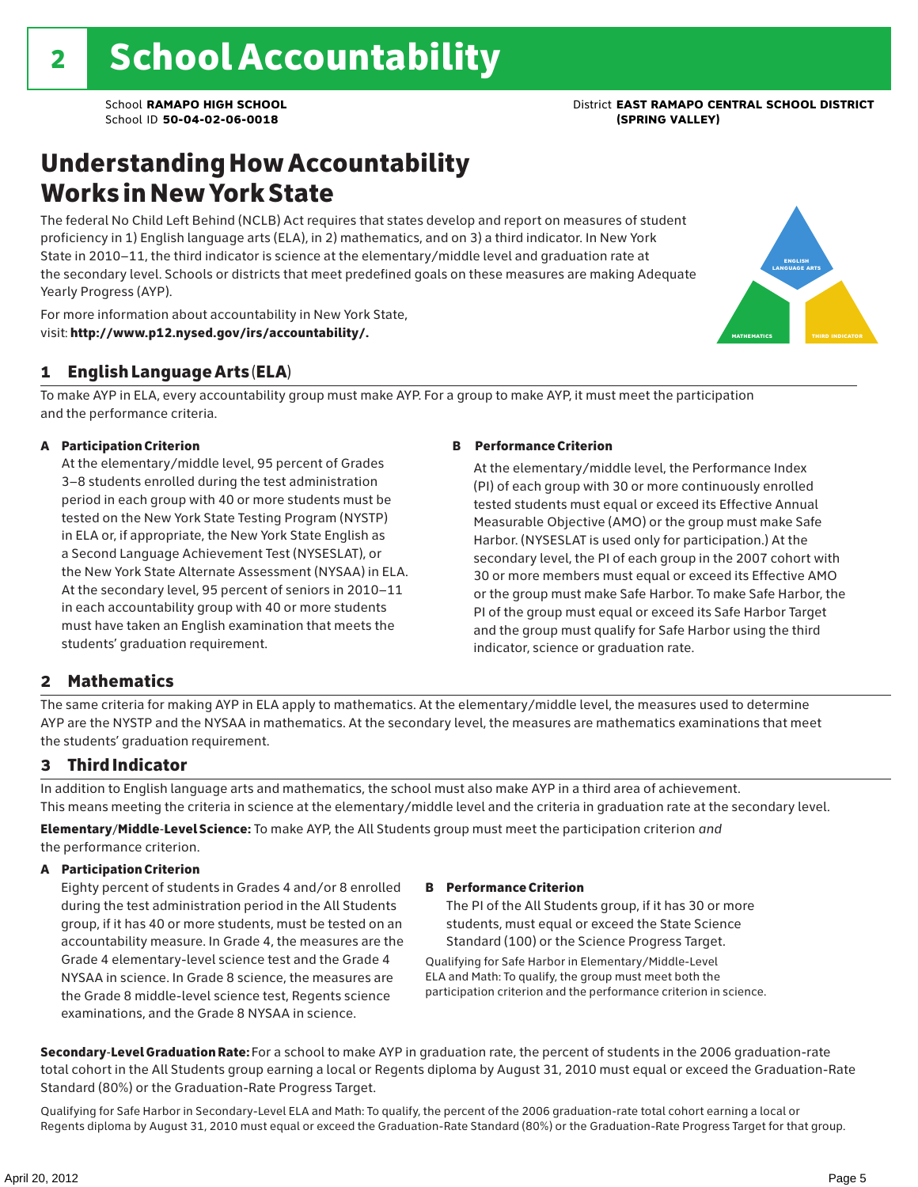# 2 School Accountability

School **RAMAPO HIGH SCHOOL**
School ID **50-04-02-06-0018**

District **EAST RAMAPO CENTRAL SCHOOL DISTRICT (SPRING VALLEY)**

## Understanding How Accountability Works in New York State

The federal No Child Left Behind (NCLB) Act requires that states develop and report on measures of student proficiency in 1) English language arts (ELA), in 2) mathematics, and on 3) a third indicator. In New York State in 2010–11, the third indicator is science at the elementary/middle level and graduation rate at the secondary level. Schools or districts that meet predefined goals on these measures are making Adequate Yearly Progress (AYP).

For more information about accountability in New York State, visit: **http://www.p12.nysed.gov/irs/accountability/.**

ENGLISH LANGUAGE ARTS

MATHEMATICS

THIRD INDICATOR

### 1 English Language Arts (ELA)

To make AYP in ELA, every accountability group must make AYP. For a group to make AYP, it must meet the participation and the performance criteria.

**A Participation Criterion**

At the elementary/middle level, 95 percent of Grades 3–8 students enrolled during the test administration period in each group with 40 or more students must be tested on the New York State Testing Program (NYSTP) in ELA or, if appropriate, the New York State English as a Second Language Achievement Test (NYSESLAT), or the New York State Alternate Assessment (NYSAA) in ELA. At the secondary level, 95 percent of seniors in 2010–11 in each accountability group with 40 or more students must have taken an English examination that meets the students' graduation requirement.

**B Performance Criterion**

At the elementary/middle level, the Performance Index (PI) of each group with 30 or more continuously enrolled tested students must equal or exceed its Effective Annual Measurable Objective (AMO) or the group must make Safe Harbor. (NYSESLAT is used only for participation.) At the secondary level, the PI of each group in the 2007 cohort with 30 or more members must equal or exceed its Effective AMO or the group must make Safe Harbor. To make Safe Harbor, the PI of the group must equal or exceed its Safe Harbor Target and the group must qualify for Safe Harbor using the third indicator, science or graduation rate.

### 2 Mathematics

The same criteria for making AYP in ELA apply to mathematics. At the elementary/middle level, the measures used to determine AYP are the NYSTP and the NYSAA in mathematics. At the secondary level, the measures are mathematics examinations that meet the students' graduation requirement.

### 3 Third Indicator

In addition to English language arts and mathematics, the school must also make AYP in a third area of achievement. This means meeting the criteria in science at the elementary/middle level and the criteria in graduation rate at the secondary level.

**Elementary/Middle-Level Science:** To make AYP, the All Students group must meet the participation criterion *and* the performance criterion.

**A Participation Criterion**

Eighty percent of students in Grades 4 and/or 8 enrolled during the test administration period in the All Students group, if it has 40 or more students, must be tested on an accountability measure. In Grade 4, the measures are the Grade 4 elementary-level science test and the Grade 4 NYSAA in science. In Grade 8 science, the measures are the Grade 8 middle-level science test, Regents science examinations, and the Grade 8 NYSAA in science.

**B Performance Criterion**

The PI of the All Students group, if it has 30 or more students, must equal or exceed the State Science Standard (100) or the Science Progress Target.

Qualifying for Safe Harbor in Elementary/Middle-Level ELA and Math: To qualify, the group must meet both the participation criterion and the performance criterion in science.

**Secondary-Level Graduation Rate:** For a school to make AYP in graduation rate, the percent of students in the 2006 graduation-rate total cohort in the All Students group earning a local or Regents diploma by August 31, 2010 must equal or exceed the Graduation-Rate Standard (80%) or the Graduation-Rate Progress Target.

Qualifying for Safe Harbor in Secondary-Level ELA and Math: To qualify, the percent of the 2006 graduation-rate total cohort earning a local or Regents diploma by August 31, 2010 must equal or exceed the Graduation-Rate Standard (80%) or the Graduation-Rate Progress Target for that group.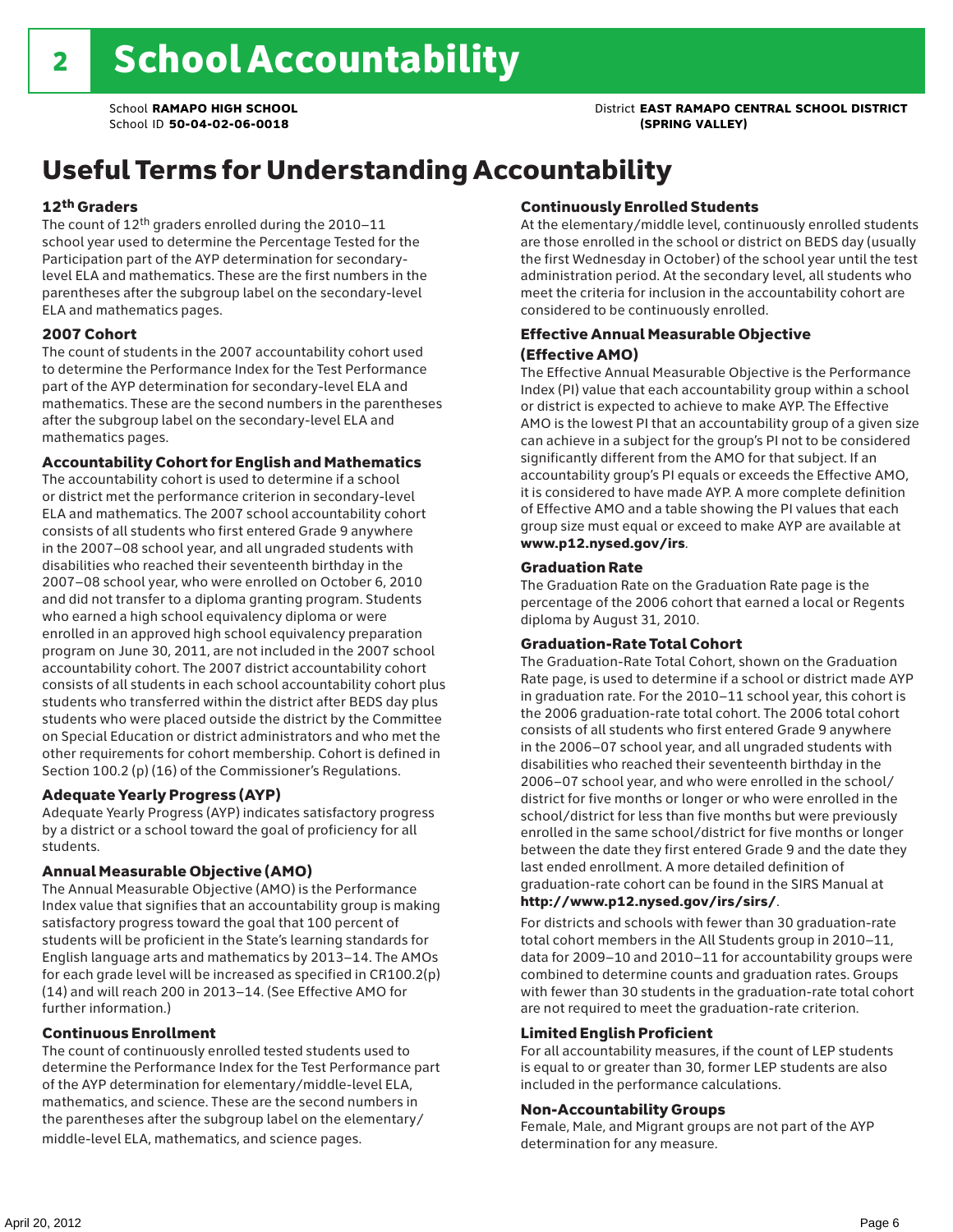# 2 School Accountability

School **RAMAPO HIGH SCHOOL**
School ID **50-04-02-06-0018**

District **EAST RAMAPO CENTRAL SCHOOL DISTRICT (SPRING VALLEY)**

## Useful Terms for Understanding Accountability

### 12th Graders

The count of 12th graders enrolled during the 2010–11 school year used to determine the Percentage Tested for the Participation part of the AYP determination for secondary-level ELA and mathematics. These are the first numbers in the parentheses after the subgroup label on the secondary-level ELA and mathematics pages.

### 2007 Cohort

The count of students in the 2007 accountability cohort used to determine the Performance Index for the Test Performance part of the AYP determination for secondary-level ELA and mathematics. These are the second numbers in the parentheses after the subgroup label on the secondary-level ELA and mathematics pages.

### Accountability Cohort for English and Mathematics

The accountability cohort is used to determine if a school or district met the performance criterion in secondary-level ELA and mathematics. The 2007 school accountability cohort consists of all students who first entered Grade 9 anywhere in the 2007–08 school year, and all ungraded students with disabilities who reached their seventeenth birthday in the 2007–08 school year, who were enrolled on October 6, 2010 and did not transfer to a diploma granting program. Students who earned a high school equivalency diploma or were enrolled in an approved high school equivalency preparation program on June 30, 2011, are not included in the 2007 school accountability cohort. The 2007 district accountability cohort consists of all students in each school accountability cohort plus students who transferred within the district after BEDS day plus students who were placed outside the district by the Committee on Special Education or district administrators and who met the other requirements for cohort membership. Cohort is defined in Section 100.2 (p) (16) of the Commissioner's Regulations.

### Adequate Yearly Progress (AYP)

Adequate Yearly Progress (AYP) indicates satisfactory progress by a district or a school toward the goal of proficiency for all students.

### Annual Measurable Objective (AMO)

The Annual Measurable Objective (AMO) is the Performance Index value that signifies that an accountability group is making satisfactory progress toward the goal that 100 percent of students will be proficient in the State's learning standards for English language arts and mathematics by 2013–14. The AMOs for each grade level will be increased as specified in CR100.2(p)(14) and will reach 200 in 2013–14. (See Effective AMO for further information.)

### Continuous Enrollment

The count of continuously enrolled tested students used to determine the Performance Index for the Test Performance part of the AYP determination for elementary/middle-level ELA, mathematics, and science. These are the second numbers in the parentheses after the subgroup label on the elementary/middle-level ELA, mathematics, and science pages.

### Continuously Enrolled Students

At the elementary/middle level, continuously enrolled students are those enrolled in the school or district on BEDS day (usually the first Wednesday in October) of the school year until the test administration period. At the secondary level, all students who meet the criteria for inclusion in the accountability cohort are considered to be continuously enrolled.

### Effective Annual Measurable Objective (Effective AMO)

The Effective Annual Measurable Objective is the Performance Index (PI) value that each accountability group within a school or district is expected to achieve to make AYP. The Effective AMO is the lowest PI that an accountability group of a given size can achieve in a subject for the group's PI not to be considered significantly different from the AMO for that subject. If an accountability group's PI equals or exceeds the Effective AMO, it is considered to have made AYP. A more complete definition of Effective AMO and a table showing the PI values that each group size must equal or exceed to make AYP are available at **www.p12.nysed.gov/irs**.

### Graduation Rate

The Graduation Rate on the Graduation Rate page is the percentage of the 2006 cohort that earned a local or Regents diploma by August 31, 2010.

### Graduation-Rate Total Cohort

The Graduation-Rate Total Cohort, shown on the Graduation Rate page, is used to determine if a school or district made AYP in graduation rate. For the 2010–11 school year, this cohort is the 2006 graduation-rate total cohort. The 2006 total cohort consists of all students who first entered Grade 9 anywhere in the 2006–07 school year, and all ungraded students with disabilities who reached their seventeenth birthday in the 2006–07 school year, and who were enrolled in the school/district for five months or longer or who were enrolled in the school/district for less than five months but were previously enrolled in the same school/district for five months or longer between the date they first entered Grade 9 and the date they last ended enrollment. A more detailed definition of graduation-rate cohort can be found in the SIRS Manual at **http://www.p12.nysed.gov/irs/sirs/**.

For districts and schools with fewer than 30 graduation-rate total cohort members in the All Students group in 2010–11, data for 2009–10 and 2010–11 for accountability groups were combined to determine counts and graduation rates. Groups with fewer than 30 students in the graduation-rate total cohort are not required to meet the graduation-rate criterion.

### Limited English Proficient

For all accountability measures, if the count of LEP students is equal to or greater than 30, former LEP students are also included in the performance calculations.

### Non-Accountability Groups

Female, Male, and Migrant groups are not part of the AYP determination for any measure.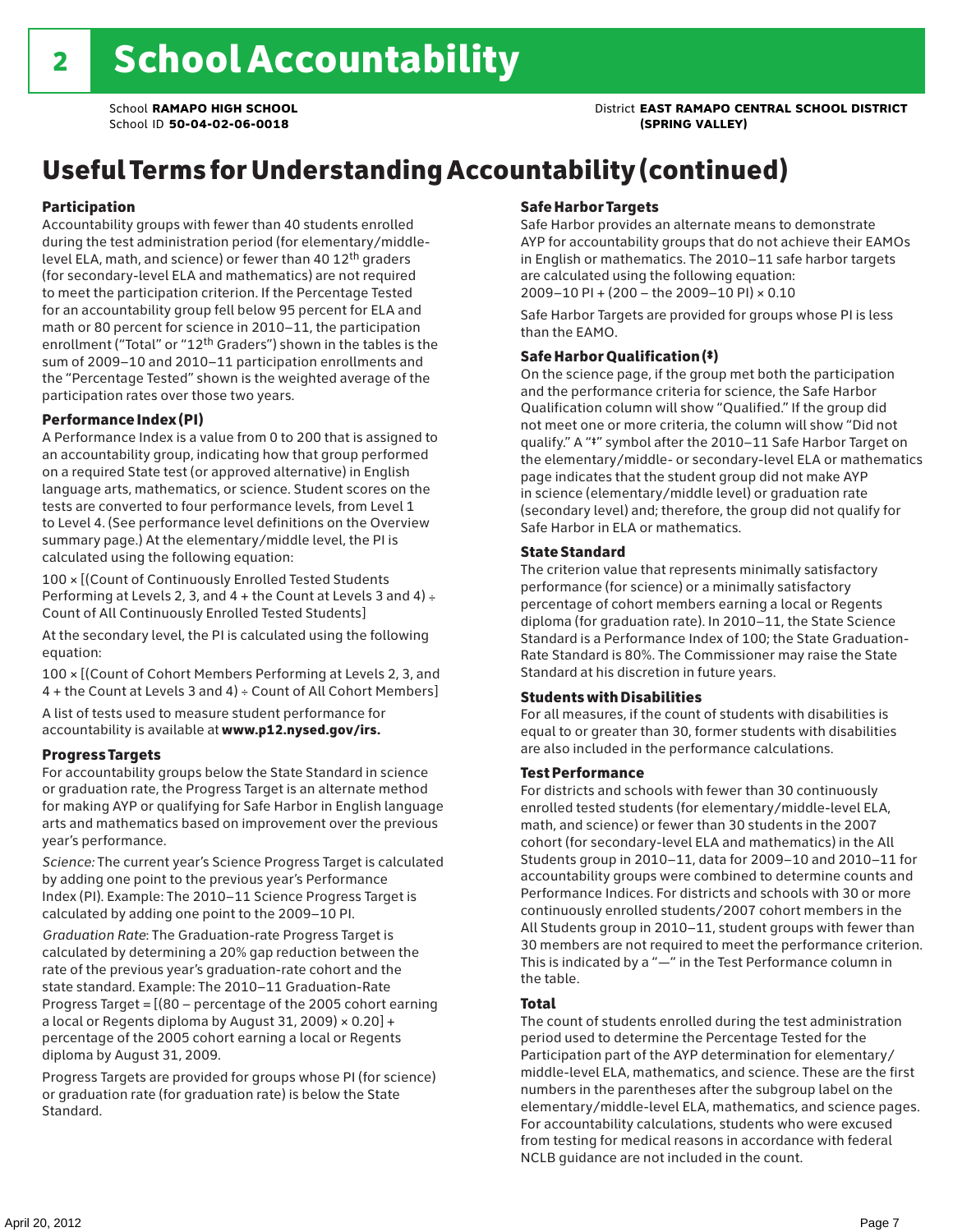# 2 School Accountability

School **RAMAPO HIGH SCHOOL**
School ID **50-04-02-06-0018**

District **EAST RAMAPO CENTRAL SCHOOL DISTRICT (SPRING VALLEY)**

## Useful Terms for Understanding Accountability (continued)

### Participation

Accountability groups with fewer than 40 students enrolled during the test administration period (for elementary/middle-level ELA, math, and science) or fewer than 40 12th graders (for secondary-level ELA and mathematics) are not required to meet the participation criterion. If the Percentage Tested for an accountability group fell below 95 percent for ELA and math or 80 percent for science in 2010–11, the participation enrollment ("Total" or "12th Graders") shown in the tables is the sum of 2009–10 and 2010–11 participation enrollments and the "Percentage Tested" shown is the weighted average of the participation rates over those two years.

### Performance Index (PI)

A Performance Index is a value from 0 to 200 that is assigned to an accountability group, indicating how that group performed on a required State test (or approved alternative) in English language arts, mathematics, or science. Student scores on the tests are converted to four performance levels, from Level 1 to Level 4. (See performance level definitions on the Overview summary page.) At the elementary/middle level, the PI is calculated using the following equation:

100 × [(Count of Continuously Enrolled Tested Students Performing at Levels 2, 3, and 4 + the Count at Levels 3 and 4) ÷ Count of All Continuously Enrolled Tested Students]

At the secondary level, the PI is calculated using the following equation:

100 × [(Count of Cohort Members Performing at Levels 2, 3, and 4 + the Count at Levels 3 and 4) ÷ Count of All Cohort Members]

A list of tests used to measure student performance for accountability is available at **www.p12.nysed.gov/irs.**

### Progress Targets

For accountability groups below the State Standard in science or graduation rate, the Progress Target is an alternate method for making AYP or qualifying for Safe Harbor in English language arts and mathematics based on improvement over the previous year's performance.

*Science:* The current year's Science Progress Target is calculated by adding one point to the previous year's Performance Index (PI). Example: The 2010–11 Science Progress Target is calculated by adding one point to the 2009–10 PI.

*Graduation Rate*: The Graduation-rate Progress Target is calculated by determining a 20% gap reduction between the rate of the previous year's graduation-rate cohort and the state standard. Example: The 2010–11 Graduation-Rate Progress Target = [(80 – percentage of the 2005 cohort earning a local or Regents diploma by August 31, 2009) × 0.20] + percentage of the 2005 cohort earning a local or Regents diploma by August 31, 2009.

Progress Targets are provided for groups whose PI (for science) or graduation rate (for graduation rate) is below the State Standard.

### Safe Harbor Targets

Safe Harbor provides an alternate means to demonstrate AYP for accountability groups that do not achieve their EAMOs in English or mathematics. The 2010–11 safe harbor targets are calculated using the following equation:
2009–10 PI + (200 – the 2009–10 PI) × 0.10

Safe Harbor Targets are provided for groups whose PI is less than the EAMO.

### Safe Harbor Qualification (‡)

On the science page, if the group met both the participation and the performance criteria for science, the Safe Harbor Qualification column will show "Qualified." If the group did not meet one or more criteria, the column will show "Did not qualify." A "‡" symbol after the 2010–11 Safe Harbor Target on the elementary/middle- or secondary-level ELA or mathematics page indicates that the student group did not make AYP in science (elementary/middle level) or graduation rate (secondary level) and; therefore, the group did not qualify for Safe Harbor in ELA or mathematics.

### State Standard

The criterion value that represents minimally satisfactory performance (for science) or a minimally satisfactory percentage of cohort members earning a local or Regents diploma (for graduation rate). In 2010–11, the State Science Standard is a Performance Index of 100; the State Graduation-Rate Standard is 80%. The Commissioner may raise the State Standard at his discretion in future years.

### Students with Disabilities

For all measures, if the count of students with disabilities is equal to or greater than 30, former students with disabilities are also included in the performance calculations.

### Test Performance

For districts and schools with fewer than 30 continuously enrolled tested students (for elementary/middle-level ELA, math, and science) or fewer than 30 students in the 2007 cohort (for secondary-level ELA and mathematics) in the All Students group in 2010–11, data for 2009–10 and 2010–11 for accountability groups were combined to determine counts and Performance Indices. For districts and schools with 30 or more continuously enrolled students/2007 cohort members in the All Students group in 2010–11, student groups with fewer than 30 members are not required to meet the performance criterion. This is indicated by a "—" in the Test Performance column in the table.

### Total

The count of students enrolled during the test administration period used to determine the Percentage Tested for the Participation part of the AYP determination for elementary/middle-level ELA, mathematics, and science. These are the first numbers in the parentheses after the subgroup label on the elementary/middle-level ELA, mathematics, and science pages. For accountability calculations, students who were excused from testing for medical reasons in accordance with federal NCLB guidance are not included in the count.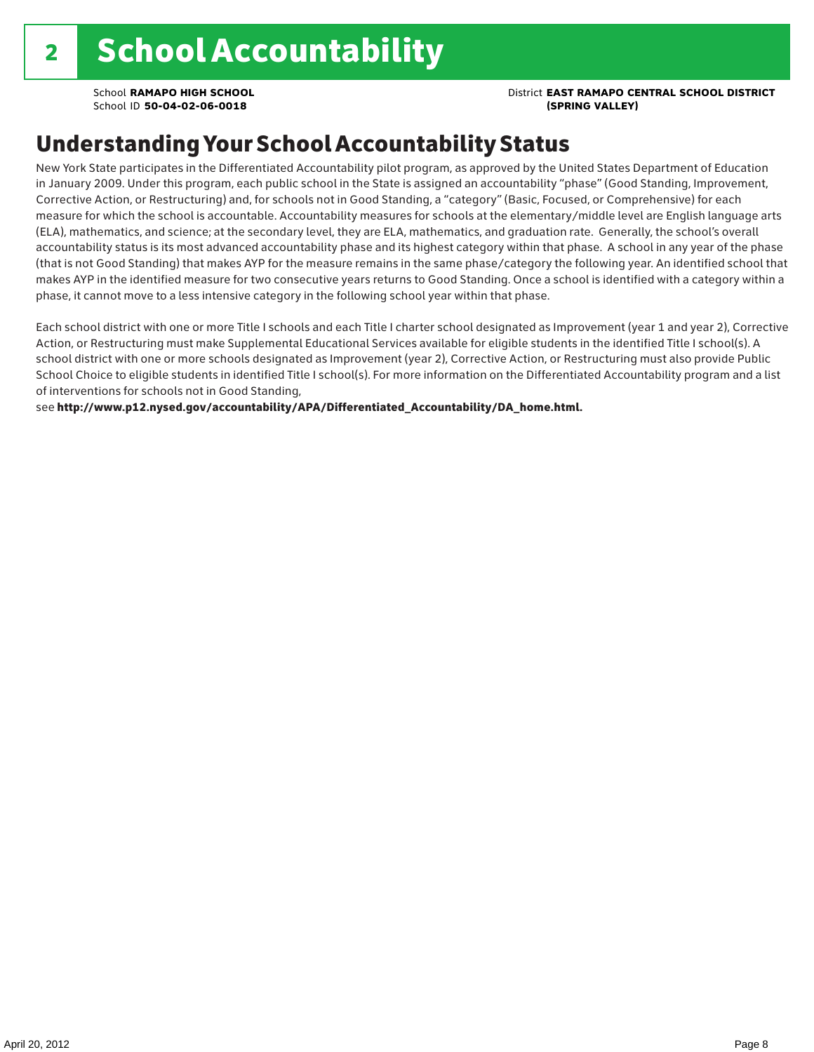# 2 School Accountability

School **RAMAPO HIGH SCHOOL**
School ID **50-04-02-06-0018**

District **EAST RAMAPO CENTRAL SCHOOL DISTRICT (SPRING VALLEY)**

## Understanding Your School Accountability Status

New York State participates in the Differentiated Accountability pilot program, as approved by the United States Department of Education in January 2009. Under this program, each public school in the State is assigned an accountability "phase" (Good Standing, Improvement, Corrective Action, or Restructuring) and, for schools not in Good Standing, a "category" (Basic, Focused, or Comprehensive) for each measure for which the school is accountable. Accountability measures for schools at the elementary/middle level are English language arts (ELA), mathematics, and science; at the secondary level, they are ELA, mathematics, and graduation rate. Generally, the school's overall accountability status is its most advanced accountability phase and its highest category within that phase. A school in any year of the phase (that is not Good Standing) that makes AYP for the measure remains in the same phase/category the following year. An identified school that makes AYP in the identified measure for two consecutive years returns to Good Standing. Once a school is identified with a category within a phase, it cannot move to a less intensive category in the following school year within that phase.

Each school district with one or more Title I schools and each Title I charter school designated as Improvement (year 1 and year 2), Corrective Action, or Restructuring must make Supplemental Educational Services available for eligible students in the identified Title I school(s). A school district with one or more schools designated as Improvement (year 2), Corrective Action, or Restructuring must also provide Public School Choice to eligible students in identified Title I school(s). For more information on the Differentiated Accountability program and a list of interventions for schools not in Good Standing,
see **http://www.p12.nysed.gov/accountability/APA/Differentiated_Accountability/DA_home.html.**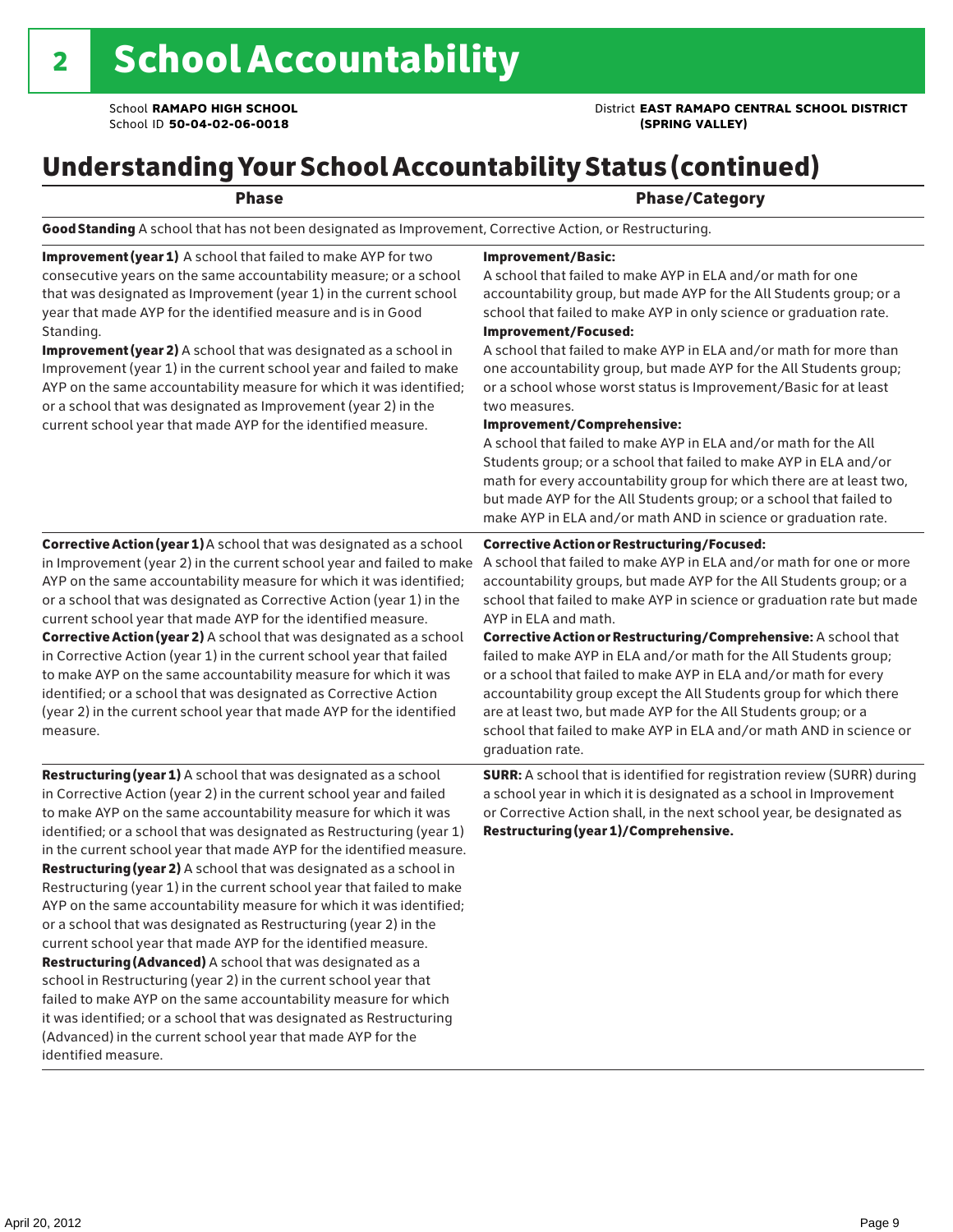# 2 School Accountability

School **RAMAPO HIGH SCHOOL**
School ID **50-04-02-06-0018**

District **EAST RAMAPO CENTRAL SCHOOL DISTRICT (SPRING VALLEY)**

## Understanding Your School Accountability Status (continued)

| Phase | Phase/Category |
|---|---|
| **Good Standing** A school that has not been designated as Improvement, Corrective Action, or Restructuring. | |
| **Improvement (year 1)** A school that failed to make AYP for two consecutive years on the same accountability measure; or a school that was designated as Improvement (year 1) in the current school year that made AYP for the identified measure and is in Good Standing.<br>**Improvement (year 2)** A school that was designated as a school in Improvement (year 1) in the current school year and failed to make AYP on the same accountability measure for which it was identified; or a school that was designated as Improvement (year 2) in the current school year that made AYP for the identified measure. | **Improvement/Basic:**<br>A school that failed to make AYP in ELA and/or math for one accountability group, but made AYP for the All Students group; or a school that failed to make AYP in only science or graduation rate.<br>**Improvement/Focused:**<br>A school that failed to make AYP in ELA and/or math for more than one accountability group, but made AYP for the All Students group; or a school whose worst status is Improvement/Basic for at least two measures.<br>**Improvement/Comprehensive:**<br>A school that failed to make AYP in ELA and/or math for the All Students group; or a school that failed to make AYP in ELA and/or math for every accountability group for which there are at least two, but made AYP for the All Students group; or a school that failed to make AYP in ELA and/or math AND in science or graduation rate. |
| **Corrective Action (year 1)** A school that was designated as a school in Improvement (year 2) in the current school year and failed to make AYP on the same accountability measure for which it was identified; or a school that was designated as Corrective Action (year 1) in the current school year that made AYP for the identified measure.<br>**Corrective Action (year 2)** A school that was designated as a school in Corrective Action (year 1) in the current school year that failed to make AYP on the same accountability measure for which it was identified; or a school that was designated as Corrective Action (year 2) in the current school year that made AYP for the identified measure. | **Corrective Action or Restructuring/Focused:**<br>A school that failed to make AYP in ELA and/or math for one or more accountability groups, but made AYP for the All Students group; or a school that failed to make AYP in science or graduation rate but made AYP in ELA and math.<br>**Corrective Action or Restructuring/Comprehensive:** A school that failed to make AYP in ELA and/or math for the All Students group; or a school that failed to make AYP in ELA and/or math for every accountability group except the All Students group for which there are at least two, but made AYP for the All Students group; or a school that failed to make AYP in ELA and/or math AND in science or graduation rate. |
| **Restructuring (year 1)** A school that was designated as a school in Corrective Action (year 2) in the current school year and failed to make AYP on the same accountability measure for which it was identified; or a school that was designated as Restructuring (year 1) in the current school year that made AYP for the identified measure.<br>**Restructuring (year 2)** A school that was designated as a school in Restructuring (year 1) in the current school year that failed to make AYP on the same accountability measure for which it was identified; or a school that was designated as Restructuring (year 2) in the current school year that made AYP for the identified measure.<br>**Restructuring (Advanced)** A school that was designated as a school in Restructuring (year 2) in the current school year that failed to make AYP on the same accountability measure for which it was identified; or a school that was designated as Restructuring (Advanced) in the current school year that made AYP for the identified measure. | **SURR:** A school that is identified for registration review (SURR) during a school year in which it is designated as a school in Improvement or Corrective Action shall, in the next school year, be designated as **Restructuring (year 1)/Comprehensive.** |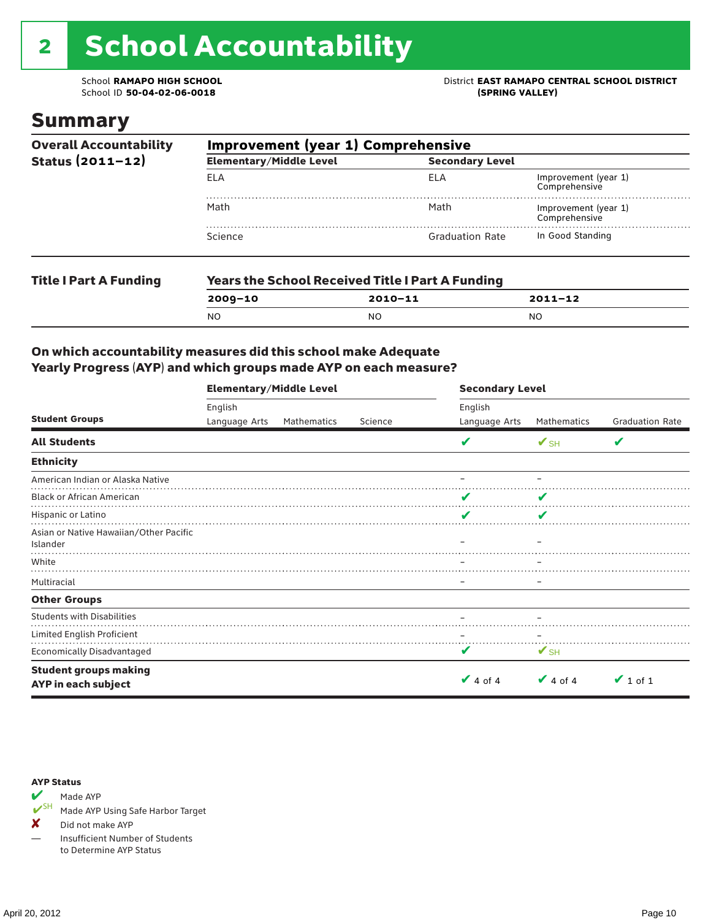# 2 School Accountability

School **RAMAPO HIGH SCHOOL**
School ID **50-04-02-06-0018**

District **EAST RAMAPO CENTRAL SCHOOL DISTRICT (SPRING VALLEY)**

## Summary

**Overall Accountability Status (2011–12)**

**Improvement (year 1) Comprehensive**

| Elementary/Middle Level | | Secondary Level | |
|---|---|---|---|
| ELA | | ELA | Improvement (year 1) Comprehensive |
| Math | | Math | Improvement (year 1) Comprehensive |
| Science | | Graduation Rate | In Good Standing |

**Title I Part A Funding**

**Years the School Received Title I Part A Funding**

| 2009–10 | 2010–11 | 2011–12 |
|---|---|---|
| NO | NO | NO |

### On which accountability measures did this school make Adequate Yearly Progress (AYP) and which groups made AYP on each measure?

| Student Groups | Elementary/Middle Level English Language Arts | Elementary/Middle Level Mathematics | Elementary/Middle Level Science | Secondary Level English Language Arts | Secondary Level Mathematics | Secondary Level Graduation Rate |
|---|---|---|---|---|---|---|
| **All Students** | | | | ✔ | ✔SH | ✔ |
| **Ethnicity** | | | | | | |
| American Indian or Alaska Native | | | | – | – | |
| Black or African American | | | | ✔ | ✔ | |
| Hispanic or Latino | | | | ✔ | ✔ | |
| Asian or Native Hawaiian/Other Pacific Islander | | | | – | – | |
| White | | | | – | – | |
| Multiracial | | | | – | – | |
| **Other Groups** | | | | | | |
| Students with Disabilities | | | | – | – | |
| Limited English Proficient | | | | – | – | |
| Economically Disadvantaged | | | | ✔ | ✔SH | |
| **Student groups making AYP in each subject** | | | | ✔ 4 of 4 | ✔ 4 of 4 | ✔ 1 of 1 |

**AYP Status**

- ✔ Made AYP
- ✔SH Made AYP Using Safe Harbor Target
- ✘ Did not make AYP
- — Insufficient Number of Students to Determine AYP Status

April 20, 2012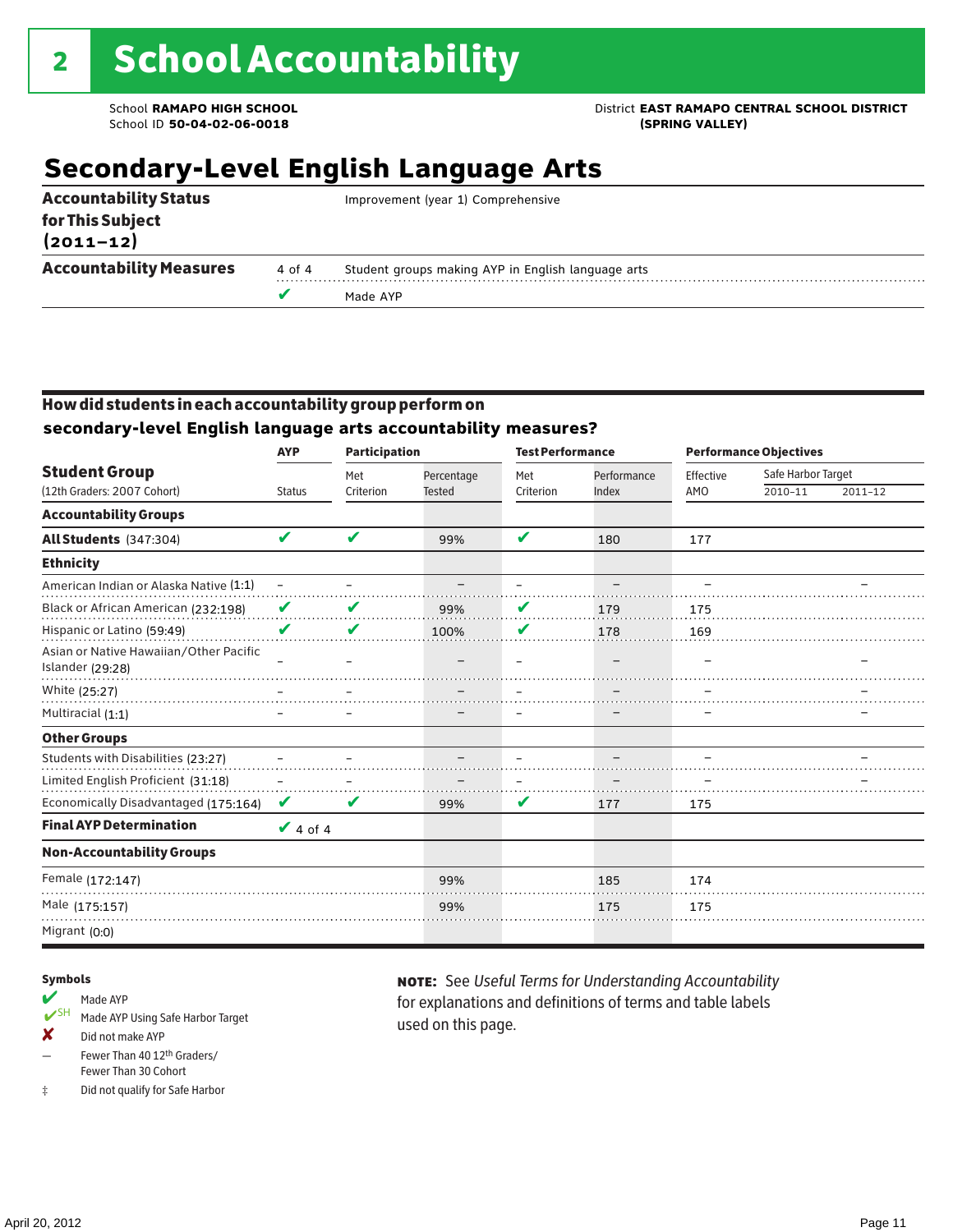# 2 School Accountability

School **RAMAPO HIGH SCHOOL**
School ID **50-04-02-06-0018**

District **EAST RAMAPO CENTRAL SCHOOL DISTRICT (SPRING VALLEY)**

## Secondary-Level English Language Arts

| | | |
|---|---|---|
| **Accountability Status for This Subject (2011–12)** | | Improvement (year 1) Comprehensive |
| **Accountability Measures** | 4 of 4 | Student groups making AYP in English language arts |
| | ✔ | Made AYP |

### How did students in each accountability group perform on secondary-level English language arts accountability measures?

| Student Group (12th Graders: 2007 Cohort) | AYP Status | Participation: Met Criterion | Participation: Percentage Tested | Test Performance: Met Criterion | Test Performance: Performance Index | Performance Objectives: Effective AMO | Safe Harbor Target 2010–11 | Safe Harbor Target 2011–12 |
|---|---|---|---|---|---|---|---|---|
| **Accountability Groups** | | | | | | | | |
| **All Students** (347:304) | ✔ | ✔ | 99% | ✔ | 180 | 177 | | |
| **Ethnicity** | | | | | | | | |
| American Indian or Alaska Native (1:1) | – | – | – | – | – | – | | – |
| Black or African American (232:198) | ✔ | ✔ | 99% | ✔ | 179 | 175 | | |
| Hispanic or Latino (59:49) | ✔ | ✔ | 100% | ✔ | 178 | 169 | | |
| Asian or Native Hawaiian/Other Pacific Islander (29:28) | – | – | – | – | – | – | | – |
| White (25:27) | – | – | – | – | – | – | | – |
| Multiracial (1:1) | – | – | – | – | – | – | | – |
| **Other Groups** | | | | | | | | |
| Students with Disabilities (23:27) | – | – | – | – | – | – | | – |
| Limited English Proficient (31:18) | – | – | – | – | – | – | | – |
| Economically Disadvantaged (175:164) | ✔ | ✔ | 99% | ✔ | 177 | 175 | | |
| **Final AYP Determination** | ✔ 4 of 4 | | | | | | | |
| **Non-Accountability Groups** | | | | | | | | |
| Female (172:147) | | | 99% | | 185 | 174 | | |
| Male (175:157) | | | 99% | | 175 | 175 | | |
| Migrant (0:0) | | | | | | | | |

**Symbols**

- ✔ Made AYP
- ✔SH Made AYP Using Safe Harbor Target
- ✘ Did not make AYP
- — Fewer Than 40 12th Graders/ Fewer Than 30 Cohort
- ‡ Did not qualify for Safe Harbor

**NOTE:** See *Useful Terms for Understanding Accountability* for explanations and definitions of terms and table labels used on this page.

April 20, 2012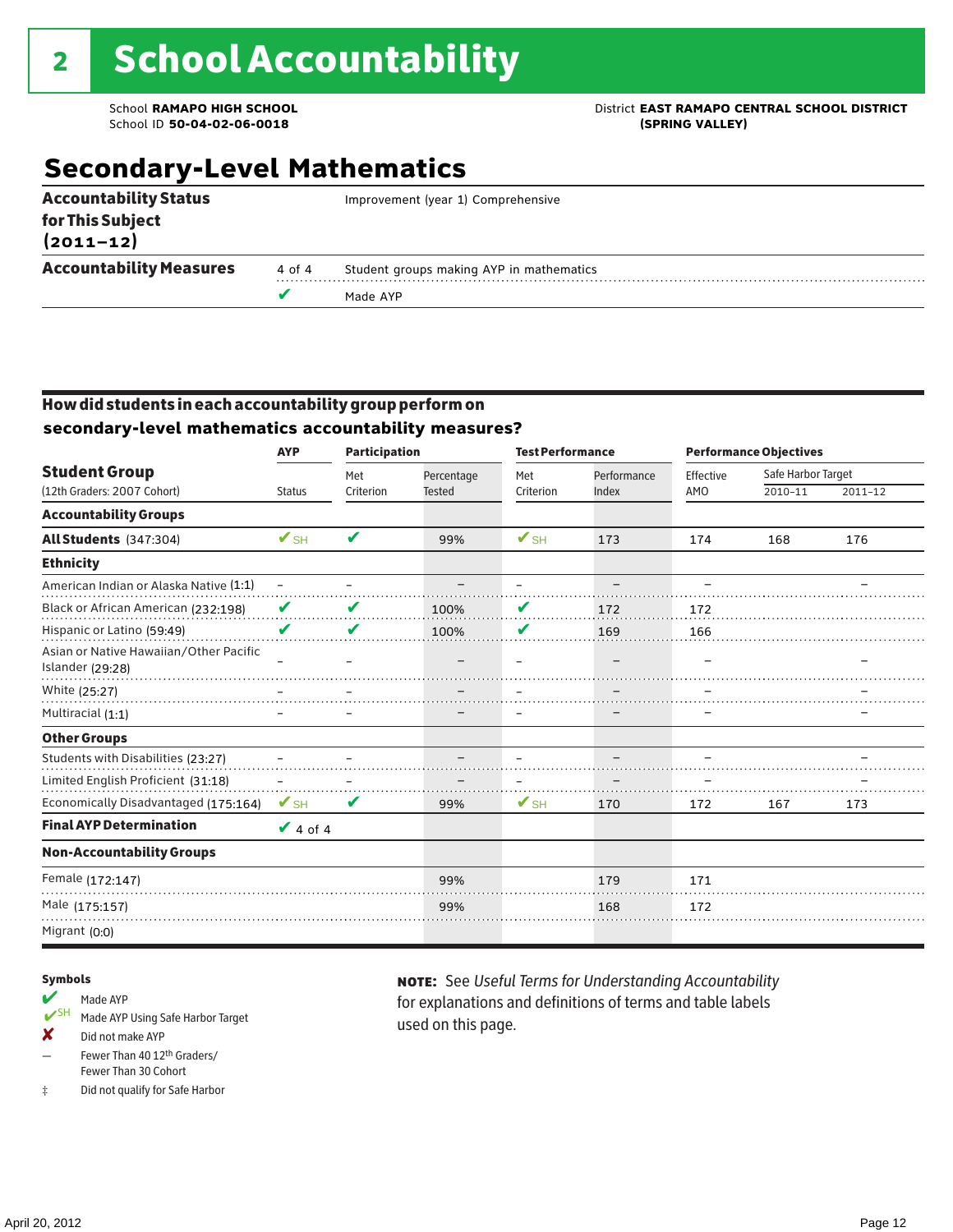# 2 School Accountability

School **RAMAPO HIGH SCHOOL**
School ID **50-04-02-06-0018**

District **EAST RAMAPO CENTRAL SCHOOL DISTRICT (SPRING VALLEY)**

## Secondary-Level Mathematics

| | | |
|---|---|---|
| **Accountability Status for This Subject (2011–12)** | | Improvement (year 1) Comprehensive |
| **Accountability Measures** | 4 of 4 | Student groups making AYP in mathematics |
| | ✔ | Made AYP |

### How did students in each accountability group perform on secondary-level mathematics accountability measures?

| Student Group (12th Graders: 2007 Cohort) | AYP Status | Participation: Met Criterion | Participation: Percentage Tested | Test Performance: Met Criterion | Test Performance: Performance Index | Performance Objectives: Effective AMO | Safe Harbor Target 2010–11 | Safe Harbor Target 2011–12 |
|---|---|---|---|---|---|---|---|---|
| **Accountability Groups** | | | | | | | | |
| **All Students** (347:304) | ✔SH | ✔ | 99% | ✔SH | 173 | 174 | 168 | 176 |
| **Ethnicity** | | | | | | | | |
| American Indian or Alaska Native (1:1) | – | – | – | – | – | – | | – |
| Black or African American (232:198) | ✔ | ✔ | 100% | ✔ | 172 | 172 | | |
| Hispanic or Latino (59:49) | ✔ | ✔ | 100% | ✔ | 169 | 166 | | |
| Asian or Native Hawaiian/Other Pacific Islander (29:28) | – | – | – | – | – | – | | – |
| White (25:27) | – | – | – | – | – | – | | – |
| Multiracial (1:1) | – | – | – | – | – | – | | – |
| **Other Groups** | | | | | | | | |
| Students with Disabilities (23:27) | – | – | – | – | – | – | | – |
| Limited English Proficient (31:18) | – | – | – | – | – | – | | – |
| Economically Disadvantaged (175:164) | ✔SH | ✔ | 99% | ✔SH | 170 | 172 | 167 | 173 |
| **Final AYP Determination** | ✔ 4 of 4 | | | | | | | |
| **Non-Accountability Groups** | | | | | | | | |
| Female (172:147) | | | 99% | | 179 | 171 | | |
| Male (175:157) | | | 99% | | 168 | 172 | | |
| Migrant (0:0) | | | | | | | | |

**Symbols**

- ✔ Made AYP
- ✔SH Made AYP Using Safe Harbor Target
- ✘ Did not make AYP
- — Fewer Than 40 12th Graders/ Fewer Than 30 Cohort
- ‡ Did not qualify for Safe Harbor

**NOTE:** See *Useful Terms for Understanding Accountability* for explanations and definitions of terms and table labels used on this page.

April 20, 2012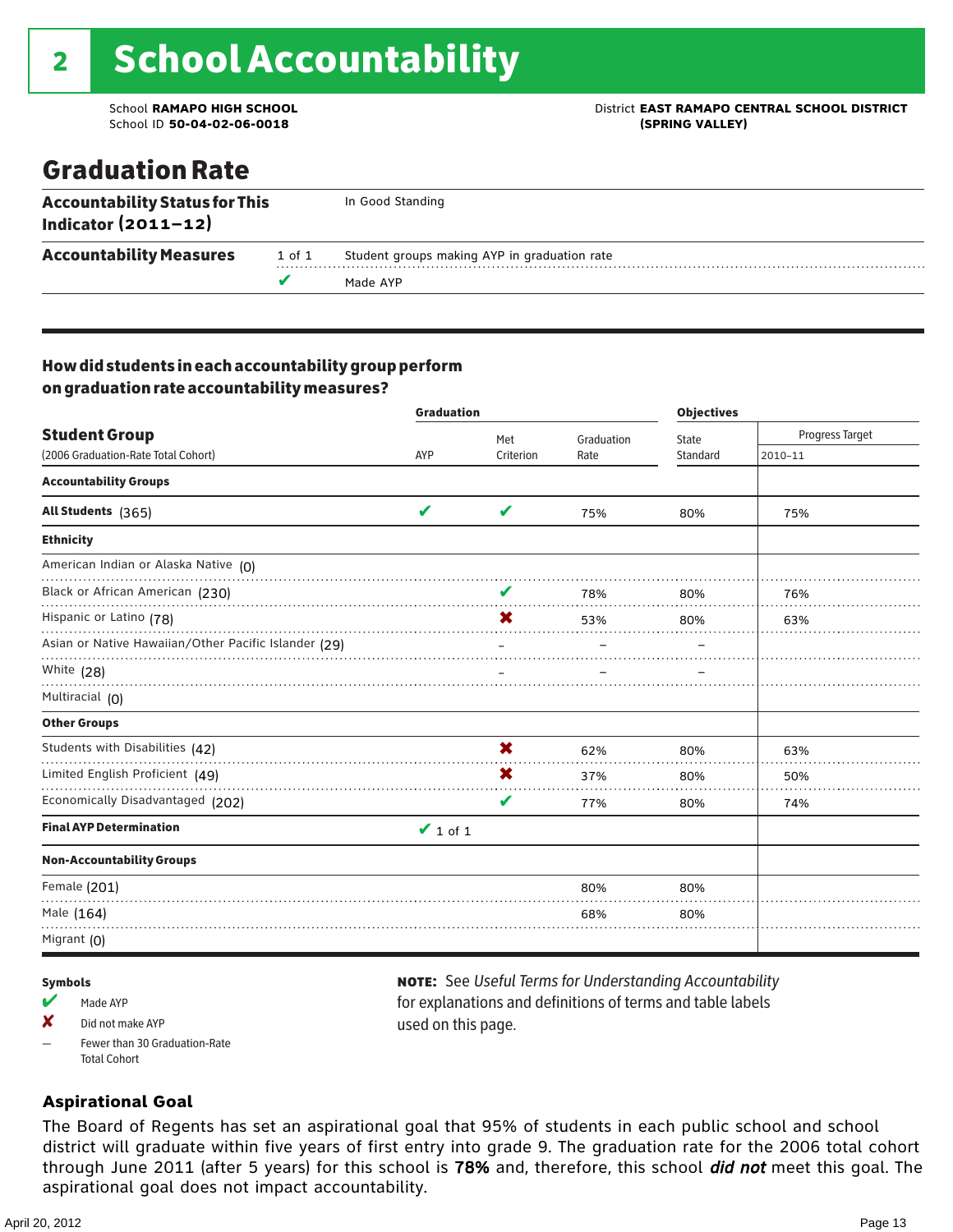# 2 School Accountability

School **RAMAPO HIGH SCHOOL**
School ID **50-04-02-06-0018**

District **EAST RAMAPO CENTRAL SCHOOL DISTRICT (SPRING VALLEY)**

## Graduation Rate

| **Accountability Status for This Indicator (2011–12)** | | In Good Standing |
|---|---|---|
| **Accountability Measures** | 1 of 1 | Student groups making AYP in graduation rate |
| | ✔ | Made AYP |

### How did students in each accountability group perform on graduation rate accountability measures?

| Student Group (2006 Graduation-Rate Total Cohort) | Graduation | | | Objectives | |
|---|---|---|---|---|---|
| | AYP | Met Criterion | Graduation Rate | State Standard | Progress Target 2010–11 |
| **Accountability Groups** | | | | | |
| **All Students** (365) | ✔ | ✔ | 75% | 80% | 75% |
| **Ethnicity** | | | | | |
| American Indian or Alaska Native (0) | | | | | |
| Black or African American (230) | | ✔ | 78% | 80% | 76% |
| Hispanic or Latino (78) | | ✘ | 53% | 80% | 63% |
| Asian or Native Hawaiian/Other Pacific Islander (29) | | – | – | – | |
| White (28) | | – | – | – | |
| Multiracial (0) | | | | | |
| **Other Groups** | | | | | |
| Students with Disabilities (42) | | ✘ | 62% | 80% | 63% |
| Limited English Proficient (49) | | ✘ | 37% | 80% | 50% |
| Economically Disadvantaged (202) | | ✔ | 77% | 80% | 74% |
| **Final AYP Determination** | ✔ 1 of 1 | | | | |
| **Non-Accountability Groups** | | | | | |
| Female (201) | | | 80% | 80% | |
| Male (164) | | | 68% | 80% | |
| Migrant (0) | | | | | |

**Symbols**

- ✔ Made AYP
- ✘ Did not make AYP
- – Fewer than 30 Graduation-Rate Total Cohort

**NOTE:** See *Useful Terms for Understanding Accountability* for explanations and definitions of terms and table labels used on this page.

### Aspirational Goal

The Board of Regents has set an aspirational goal that 95% of students in each public school and school district will graduate within five years of first entry into grade 9. The graduation rate for the 2006 total cohort through June 2011 (after 5 years) for this school is **78%** and, therefore, this school ***did not*** meet this goal. The aspirational goal does not impact accountability.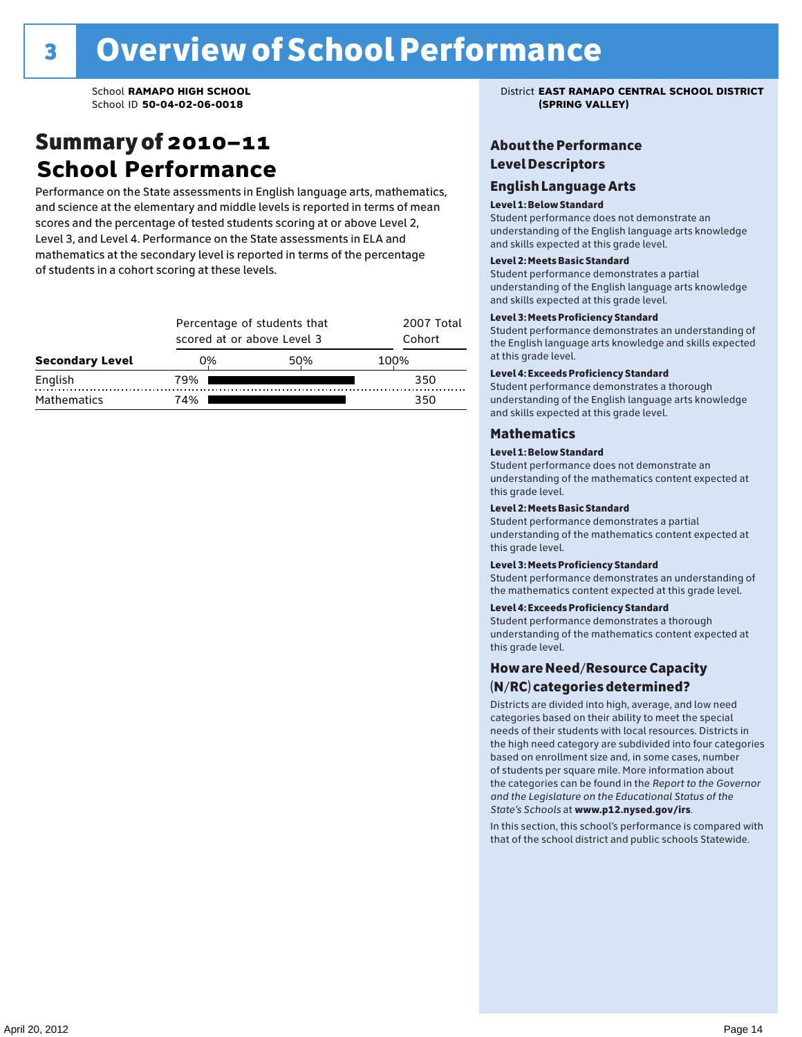# 3 Overview of School Performance

School **RAMAPO HIGH SCHOOL**
School ID **50-04-02-06-0018**

District **EAST RAMAPO CENTRAL SCHOOL DISTRICT (SPRING VALLEY)**

## Summary of 2010–11 School Performance

Performance on the State assessments in English language arts, mathematics, and science at the elementary and middle levels is reported in terms of mean scores and the percentage of tested students scoring at or above Level 2, Level 3, and Level 4. Performance on the State assessments in ELA and mathematics at the secondary level is reported in terms of the percentage of students in a cohort scoring at these levels.

| Secondary Level | Percentage of students that scored at or above Level 3 | 2007 Total Cohort |
|---|---|---|
| English | 79% | 350 |
| Mathematics | 74% | 350 |

## About the Performance Level Descriptors

### English Language Arts

**Level 1: Below Standard**
Student performance does not demonstrate an understanding of the English language arts knowledge and skills expected at this grade level.

**Level 2: Meets Basic Standard**
Student performance demonstrates a partial understanding of the English language arts knowledge and skills expected at this grade level.

**Level 3: Meets Proficiency Standard**
Student performance demonstrates an understanding of the English language arts knowledge and skills expected at this grade level.

**Level 4: Exceeds Proficiency Standard**
Student performance demonstrates a thorough understanding of the English language arts knowledge and skills expected at this grade level.

### Mathematics

**Level 1: Below Standard**
Student performance does not demonstrate an understanding of the mathematics content expected at this grade level.

**Level 2: Meets Basic Standard**
Student performance demonstrates a partial understanding of the mathematics content expected at this grade level.

**Level 3: Meets Proficiency Standard**
Student performance demonstrates an understanding of the mathematics content expected at this grade level.

**Level 4: Exceeds Proficiency Standard**
Student performance demonstrates a thorough understanding of the mathematics content expected at this grade level.

### How are Need/Resource Capacity (N/RC) categories determined?

Districts are divided into high, average, and low need categories based on their ability to meet the special needs of their students with local resources. Districts in the high need category are subdivided into four categories based on enrollment size and, in some cases, number of students per square mile. More information about the categories can be found in the *Report to the Governor and the Legislature on the Educational Status of the State's Schools* at **www.p12.nysed.gov/irs**.

In this section, this school's performance is compared with that of the school district and public schools Statewide.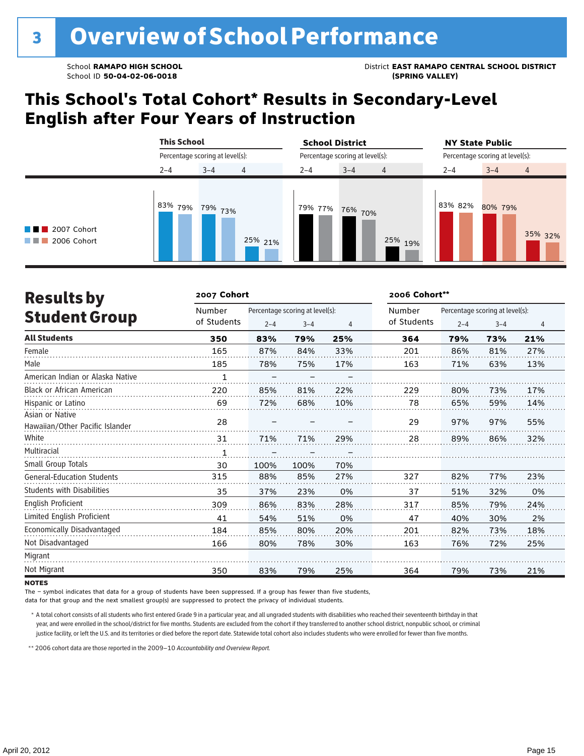# 3 Overview of School Performance

School **RAMAPO HIGH SCHOOL**
School ID **50-04-02-06-0018**

District **EAST RAMAPO CENTRAL SCHOOL DISTRICT (SPRING VALLEY)**

## This School's Total Cohort* Results in Secondary-Level English after Four Years of Instruction

| | This School | | | School District | | | NY State Public | | |
|---|---|---|---|---|---|---|---|---|---|
| Percentage scoring at level(s): | 2–4 | 3–4 | 4 | 2–4 | 3–4 | 4 | 2–4 | 3–4 | 4 |
| 2007 Cohort | 83% | 79% | 25% | 79% | 76% | 25% | 83% | 80% | 35% |
| 2006 Cohort | 79% | 73% | 21% | 77% | 70% | 19% | 82% | 79% | 32% |

## Results by Student Group

| | 2007 Cohort | | | | 2006 Cohort** | | | |
|---|---|---|---|---|---|---|---|---|
| | Number of Students | Percentage scoring at level(s): 2–4 | 3–4 | 4 | Number of Students | Percentage scoring at level(s): 2–4 | 3–4 | 4 |
| **All Students** | **350** | **83%** | **79%** | **25%** | **364** | **79%** | **73%** | **21%** |
| Female | 165 | 87% | 84% | 33% | 201 | 86% | 81% | 27% |
| Male | 185 | 78% | 75% | 17% | 163 | 71% | 63% | 13% |
| American Indian or Alaska Native | 1 | – | – | – | | | | |
| Black or African American | 220 | 85% | 81% | 22% | 229 | 80% | 73% | 17% |
| Hispanic or Latino | 69 | 72% | 68% | 10% | 78 | 65% | 59% | 14% |
| Asian or Native Hawaiian/Other Pacific Islander | 28 | – | – | – | 29 | 97% | 97% | 55% |
| White | 31 | 71% | 71% | 29% | 28 | 89% | 86% | 32% |
| Multiracial | 1 | – | – | – | | | | |
| Small Group Totals | 30 | 100% | 100% | 70% | | | | |
| General-Education Students | 315 | 88% | 85% | 27% | 327 | 82% | 77% | 23% |
| Students with Disabilities | 35 | 37% | 23% | 0% | 37 | 51% | 32% | 0% |
| English Proficient | 309 | 86% | 83% | 28% | 317 | 85% | 79% | 24% |
| Limited English Proficient | 41 | 54% | 51% | 0% | 47 | 40% | 30% | 2% |
| Economically Disadvantaged | 184 | 85% | 80% | 20% | 201 | 82% | 73% | 18% |
| Not Disadvantaged | 166 | 80% | 78% | 30% | 163 | 76% | 72% | 25% |
| Migrant | | | | | | | | |
| Not Migrant | 350 | 83% | 79% | 25% | 364 | 79% | 73% | 21% |

**NOTES**

The – symbol indicates that data for a group of students have been suppressed. If a group has fewer than five students, data for that group and the next smallest group(s) are suppressed to protect the privacy of individual students.

\* A total cohort consists of all students who first entered Grade 9 in a particular year, and all ungraded students with disabilities who reached their seventeenth birthday in that year, and were enrolled in the school/district for five months. Students are excluded from the cohort if they transferred to another school district, nonpublic school, or criminal justice facility, or left the U.S. and its territories or died before the report date. Statewide total cohort also includes students who were enrolled for fewer than five months.

\*\* 2006 cohort data are those reported in the 2009–10 *Accountability and Overview Report*.

April 20, 2012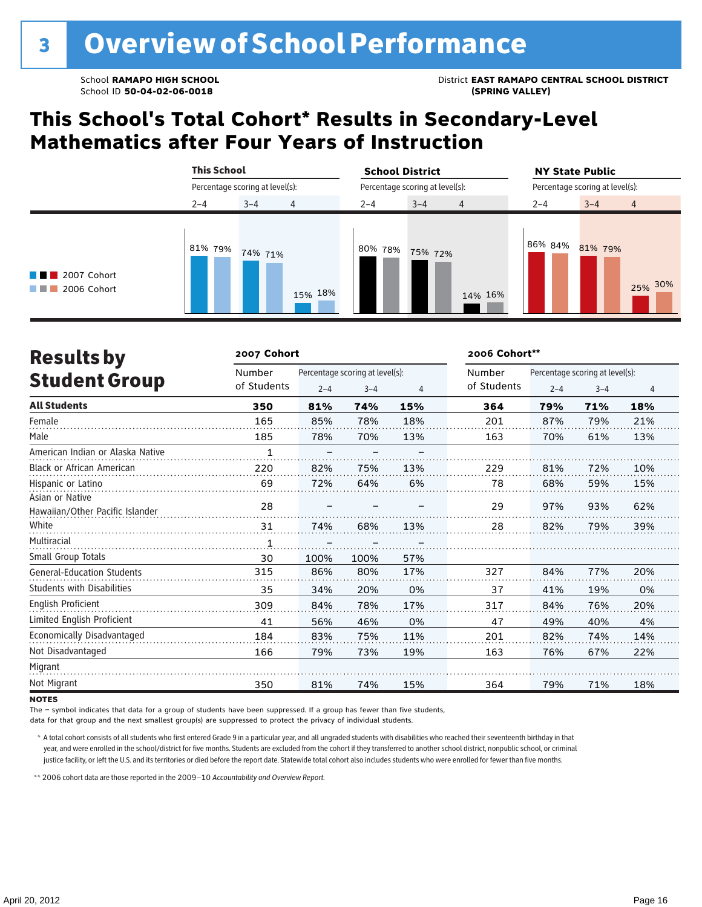# 3 Overview of School Performance

School **RAMAPO HIGH SCHOOL**
School ID **50-04-02-06-0018**

District **EAST RAMAPO CENTRAL SCHOOL DISTRICT (SPRING VALLEY)**

## This School's Total Cohort* Results in Secondary-Level Mathematics after Four Years of Instruction

This School
Percentage scoring at level(s):
2–4 3–4 4
81% 79% 74% 71% 15% 18%

School District
Percentage scoring at level(s):
2–4 3–4 4
80% 78% 75% 72% 14% 16%

NY State Public
Percentage scoring at level(s):
2–4 3–4 4
86% 84% 81% 79% 25% 30%

2007 Cohort
2006 Cohort

## Results by Student Group

| | 2007 Cohort | | | | 2006 Cohort** | | | |
|---|---|---|---|---|---|---|---|---|
| | Number of Students | Percentage scoring at level(s): 2–4 | 3–4 | 4 | Number of Students | Percentage scoring at level(s): 2–4 | 3–4 | 4 |
| **All Students** | **350** | **81%** | **74%** | **15%** | **364** | **79%** | **71%** | **18%** |
| Female | 165 | 85% | 78% | 18% | 201 | 87% | 79% | 21% |
| Male | 185 | 78% | 70% | 13% | 163 | 70% | 61% | 13% |
| American Indian or Alaska Native | 1 | – | – | – | | | | |
| Black or African American | 220 | 82% | 75% | 13% | 229 | 81% | 72% | 10% |
| Hispanic or Latino | 69 | 72% | 64% | 6% | 78 | 68% | 59% | 15% |
| Asian or Native Hawaiian/Other Pacific Islander | 28 | – | – | – | 29 | 97% | 93% | 62% |
| White | 31 | 74% | 68% | 13% | 28 | 82% | 79% | 39% |
| Multiracial | 1 | – | – | – | | | | |
| Small Group Totals | 30 | 100% | 100% | 57% | | | | |
| General-Education Students | 315 | 86% | 80% | 17% | 327 | 84% | 77% | 20% |
| Students with Disabilities | 35 | 34% | 20% | 0% | 37 | 41% | 19% | 0% |
| English Proficient | 309 | 84% | 78% | 17% | 317 | 84% | 76% | 20% |
| Limited English Proficient | 41 | 56% | 46% | 0% | 47 | 49% | 40% | 4% |
| Economically Disadvantaged | 184 | 83% | 75% | 11% | 201 | 82% | 74% | 14% |
| Not Disadvantaged | 166 | 79% | 73% | 19% | 163 | 76% | 67% | 22% |
| Migrant | | | | | | | | |
| Not Migrant | 350 | 81% | 74% | 15% | 364 | 79% | 71% | 18% |

**NOTES**

The – symbol indicates that data for a group of students have been suppressed. If a group has fewer than five students, data for that group and the next smallest group(s) are suppressed to protect the privacy of individual students.

\* A total cohort consists of all students who first entered Grade 9 in a particular year, and all ungraded students with disabilities who reached their seventeenth birthday in that year, and were enrolled in the school/district for five months. Students are excluded from the cohort if they transferred to another school district, nonpublic school, or criminal justice facility, or left the U.S. and its territories or died before the report date. Statewide total cohort also includes students who were enrolled for fewer than five months.

\*\* 2006 cohort data are those reported in the 2009–10 *Accountability and Overview Report*.

April 20, 2012